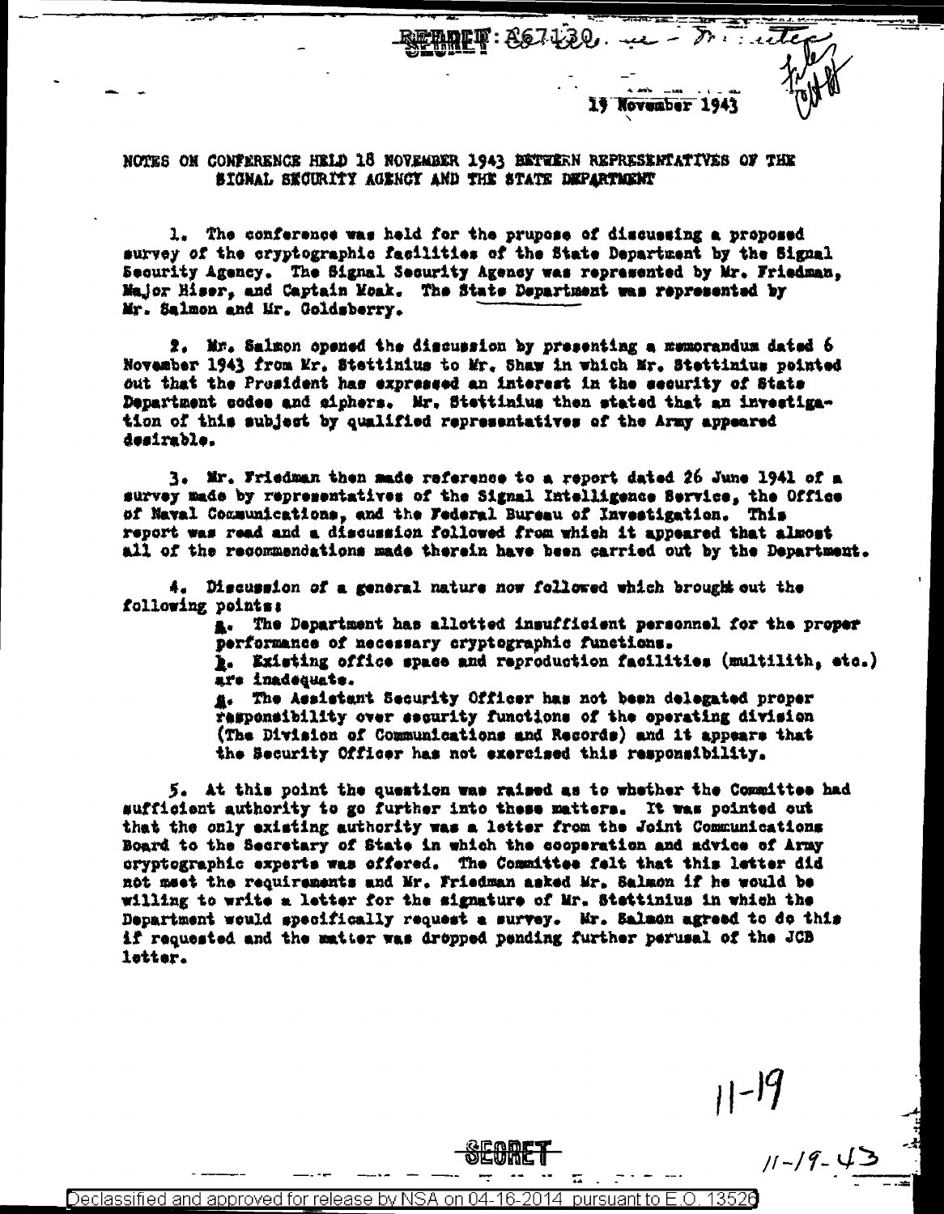SECRET: A67130. — Friedman

19 November 1943

NOTES ON CONFERENCE HELD 18 NOVEMBER 1943 BETWEEN REPRESENTATIVES OF THE SIGNAL SECURITY AGENCY AND THE STATE DEPARTMENT

1. The conference was held for the prupose of discussing a proposed survey of the cryptographic facilities of the State Department by the Signal Security Agency. The Signal Security Agency was represented by Mr. Friedman, Major Hiser, and Captain Moak. The State Department was represented by Mr. Salmon and Mr. Goldsberry.

2. Mr. Salmon opened the discussion by presenting a memorandum dated 6 November 1943 from Mr. Stettinius to Mr. Shaw in which Mr. Stettinius pointed out that the President has expressed an interest in the security of State Department codes and ciphers. Mr. Stettinius then stated that an investigation of this subject by qualified representatives of the Army appeared desirable.

3. Mr. Friedman then made reference to a report dated 26 June 1941 of a survey made by representatives of the Signal Intelligence Service, the Office of Naval Communications, and the Federal Bureau of Investigation. This report was read and a discussion followed from which it appeared that almost all of the recommendations made therein have been carried out by the Department.

4. Discussion of a general nature now followed which brought out the following points:

a. The Department has allotted insufficient personnel for the proper performance of necessary cryptographic functions.

b. Existing office space and reproduction facilities (multilith, etc.) are inadequate.

c. The Assistant Security Officer has not been delegated proper responsibility over security functions of the operating division (The Division of Communications and Records) and it appears that the Security Officer has not exercised this responsibility.

5. At this point the question was raised as to whether the Committee had sufficient authority to go further into these matters. It was pointed out that the only existing authority was a letter from the Joint Communications Board to the Secretary of State in which the cooperation and advice of Army cryptographic experts was offered. The Committee felt that this letter did not meet the requirements and Mr. Friedman asked Mr. Salmon if he would be willing to write a letter for the signature of Mr. Stettinius in which the Department would specifically request a survey. Mr. Salmon agreed to do this if requested and the matter was dropped pending further perusal of the JCB letter.

11-19

11-19-43

SECRET

Declassified and approved for release by NSA on 04-16-2014 pursuant to E.O. 13526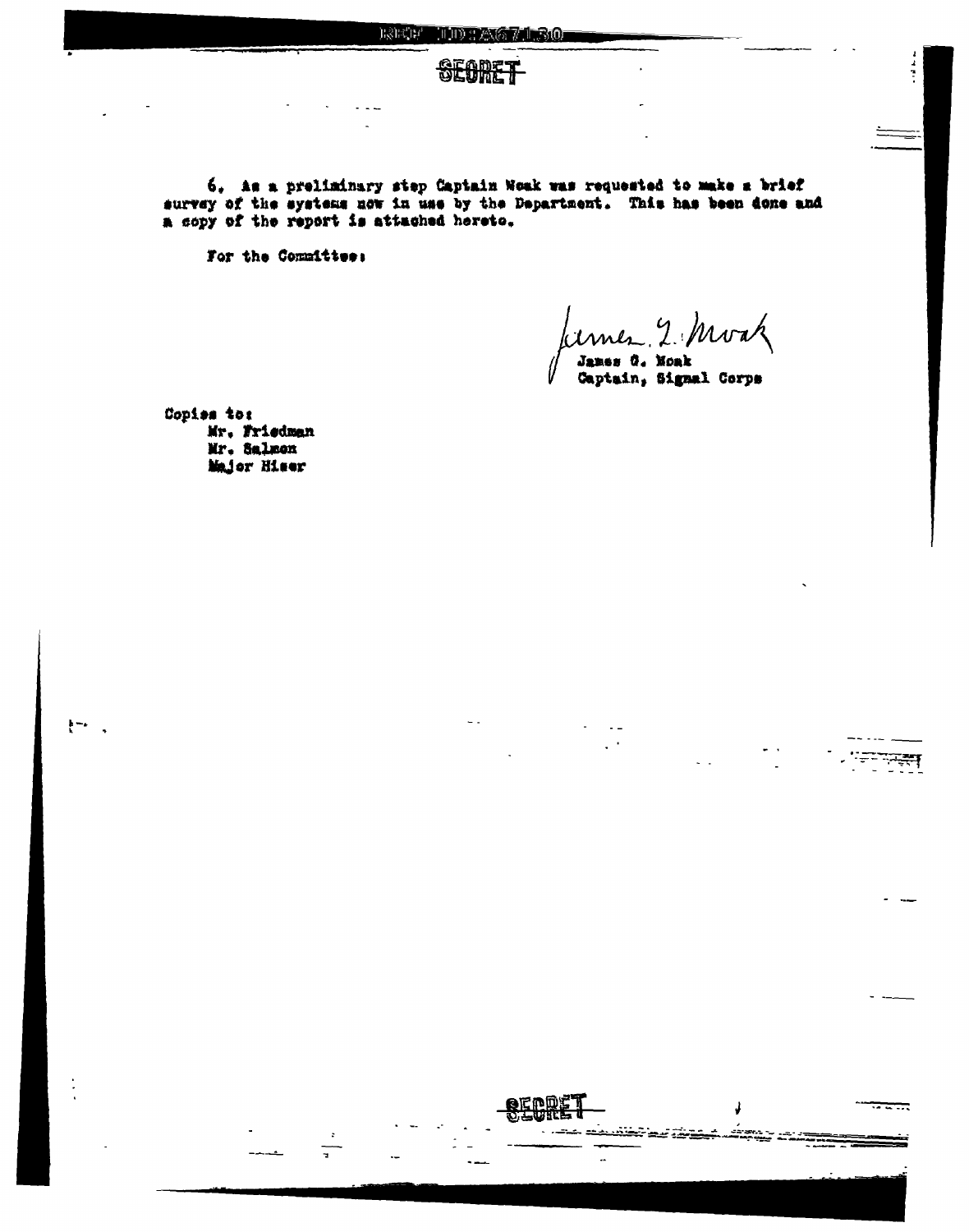SECRET

6. As a preliminary step Captain Moak was requested to make a brief survey of the systems now in use by the Department. This has been done and a copy of the report is attached hereto.

For the Committee:

James G. Moak
Captain, Signal Corps

Copies to:
- Mr. Friedman
- Mr. Salmon
- Major Hiser

SECRET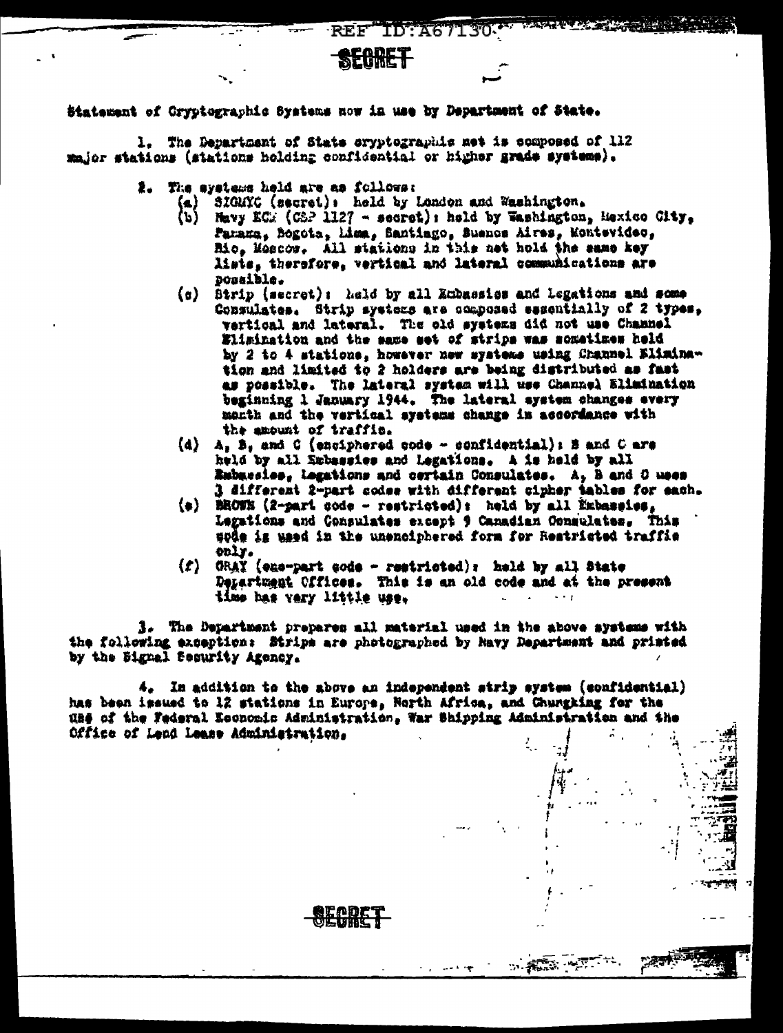SECRET

Statement of Cryptographic Systems now in use by Department of State.

1. The Department of State cryptographic net is composed of 112 major stations (stations holding confidential or higher grade systems).

2. The systems held are as follows:

(a) SIGMYC (secret): held by London and Washington.

(b) Navy ECM (CSP 1127 - secret): held by Washington, Mexico City, Panama, Bogota, Lima, Santiago, Buenos Aires, Montevideo, Rio, Moscow. All stations in this net hold the same key lists, therefore, vertical and lateral communications are possible.

(c) Strip (secret): held by all Embassies and Legations and some Consulates. Strip systems are composed essentially of 2 types, vertical and lateral. The old systems did not use Channel Elimination and the same set of strips was sometimes held by 2 to 4 stations, however new systems using Channel Elimination and limited to 2 holders are being distributed as fast as possible. The lateral system will use Channel Elimination beginning 1 January 1944. The lateral system changes every month and the vertical systems change in accordance with the amount of traffic.

(d) A, B, and C (enciphered code - confidential): B and C are held by all Embassies and Legations. A is held by all Embassies, Legations and certain Consulates. A, B and C uses 3 different 2-part codes with different cipher tables for each.

(e) BROWN (2-part code - restricted): held by all Embassies, Legations and Consulates except 9 Canadian Consulates. This code is used in the unenciphered form for Restricted traffic only.

(f) GRAY (one-part code - restricted): held by all State Department Offices. This is an old code and at the present time has very little use.

3. The Department prepares all material used in the above systems with the following exception: Strips are photographed by Navy Department and printed by the Signal Security Agency.

4. In addition to the above an independent strip system (confidential) has been issued to 12 stations in Europe, North Africa, and Chungking for the use of the Federal Economic Administration, War Shipping Administration and the Office of Lend Lease Administration.

SECRET